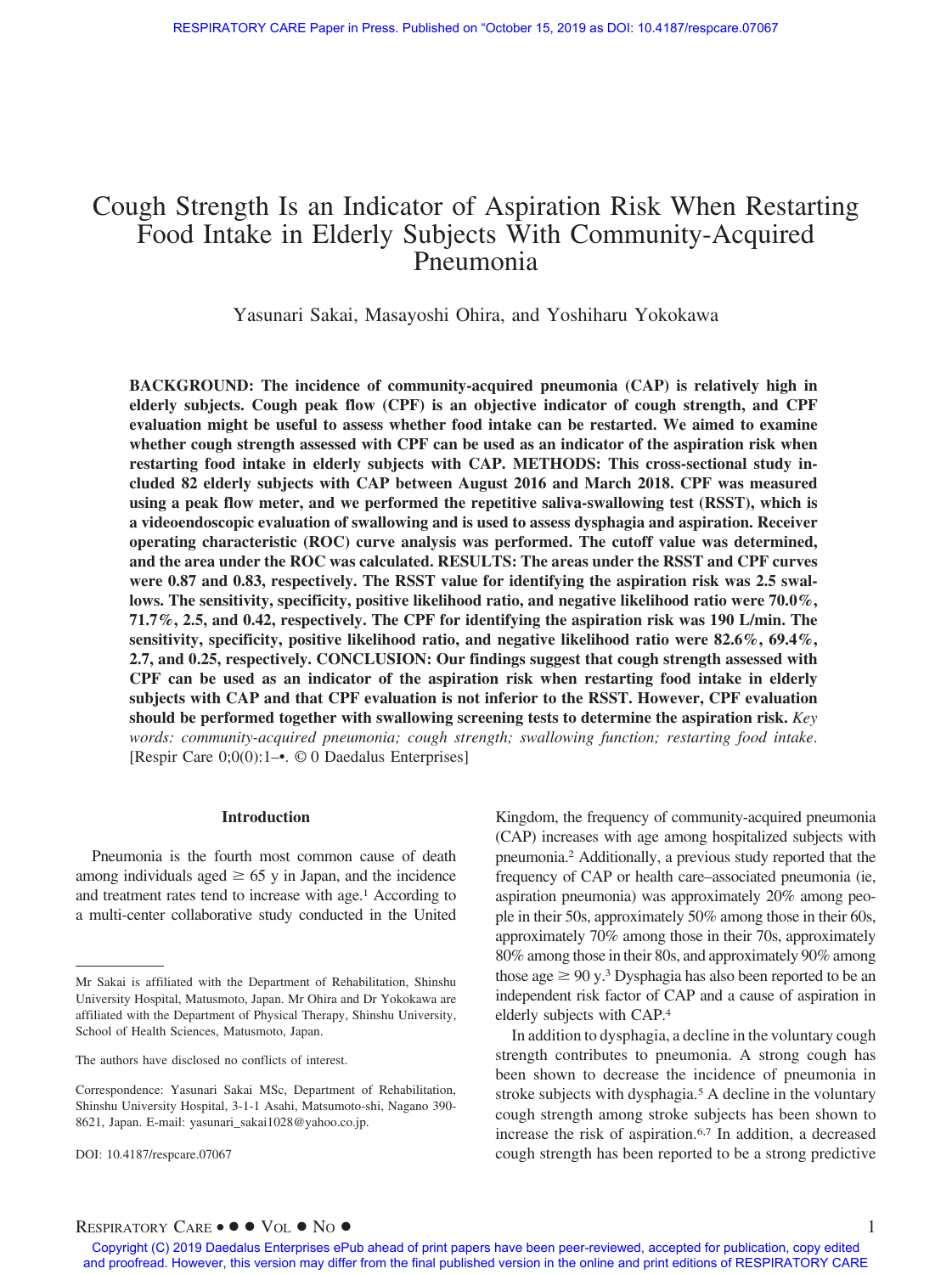# Cough Strength Is an Indicator of Aspiration Risk When Restarting Food Intake in Elderly Subjects With Community-Acquired Pneumonia

Yasunari Sakai, Masayoshi Ohira, and Yoshiharu Yokokawa

**BACKGROUND: The incidence of community-acquired pneumonia (CAP) is relatively high in elderly subjects. Cough peak flow (CPF) is an objective indicator of cough strength, and CPF evaluation might be useful to assess whether food intake can be restarted. We aimed to examine whether cough strength assessed with CPF can be used as an indicator of the aspiration risk when restarting food intake in elderly subjects with CAP. METHODS: This cross-sectional study included 82 elderly subjects with CAP between August 2016 and March 2018. CPF was measured using a peak flow meter, and we performed the repetitive saliva-swallowing test (RSST), which is a videoendoscopic evaluation of swallowing and is used to assess dysphagia and aspiration. Receiver operating characteristic (ROC) curve analysis was performed. The cutoff value was determined, and the area under the ROC was calculated. RESULTS: The areas under the RSST and CPF curves were 0.87 and 0.83, respectively. The RSST value for identifying the aspiration risk was 2.5 swallows. The sensitivity, specificity, positive likelihood ratio, and negative likelihood ratio were 70.0%, 71.7%, 2.5, and 0.42, respectively. The CPF for identifying the aspiration risk was 190 L/min. The sensitivity, specificity, positive likelihood ratio, and negative likelihood ratio were 82.6%, 69.4%, 2.7, and 0.25, respectively. CONCLUSION: Our findings suggest that cough strength assessed with CPF can be used as an indicator of the aspiration risk when restarting food intake in elderly subjects with CAP and that CPF evaluation is not inferior to the RSST. However, CPF evaluation should be performed together with swallowing screening tests to determine the aspiration risk.** *Key words: community-acquired pneumonia; cough strength; swallowing function; restarting food intake*. [Respir Care 0;0(0):1–•. © 0 Daedalus Enterprises]

## Introduction

Pneumonia is the fourth most common cause of death among individuals aged ≥ 65 y in Japan, and the incidence and treatment rates tend to increase with age.[1] According to a multi-center collaborative study conducted in the United Kingdom, the frequency of community-acquired pneumonia (CAP) increases with age among hospitalized subjects with pneumonia.[2] Additionally, a previous study reported that the frequency of CAP or health care–associated pneumonia (ie, aspiration pneumonia) was approximately 20% among people in their 50s, approximately 50% among those in their 60s, approximately 70% among those in their 70s, approximately 80% among those in their 80s, and approximately 90% among those age ≥ 90 y.[3] Dysphagia has also been reported to be an independent risk factor of CAP and a cause of aspiration in elderly subjects with CAP.[4]

In addition to dysphagia, a decline in the voluntary cough strength contributes to pneumonia. A strong cough has been shown to decrease the incidence of pneumonia in stroke subjects with dysphagia.[5] A decline in the voluntary cough strength among stroke subjects has been shown to increase the risk of aspiration.[6,7] In addition, a decreased cough strength has been reported to be a strong predictive

---

Mr Sakai is affiliated with the Department of Rehabilitation, Shinshu University Hospital, Matusmoto, Japan. Mr Ohira and Dr Yokokawa are affiliated with the Department of Physical Therapy, Shinshu University, School of Health Sciences, Matusmoto, Japan.

The authors have disclosed no conflicts of interest.

Correspondence: Yasunari Sakai MSc, Department of Rehabilitation, Shinshu University Hospital, 3-1-1 Asahi, Matsumoto-shi, Nagano 390-8621, Japan. E-mail: yasunari_sakai1028@yahoo.co.jp.

DOI: 10.4187/respcare.07067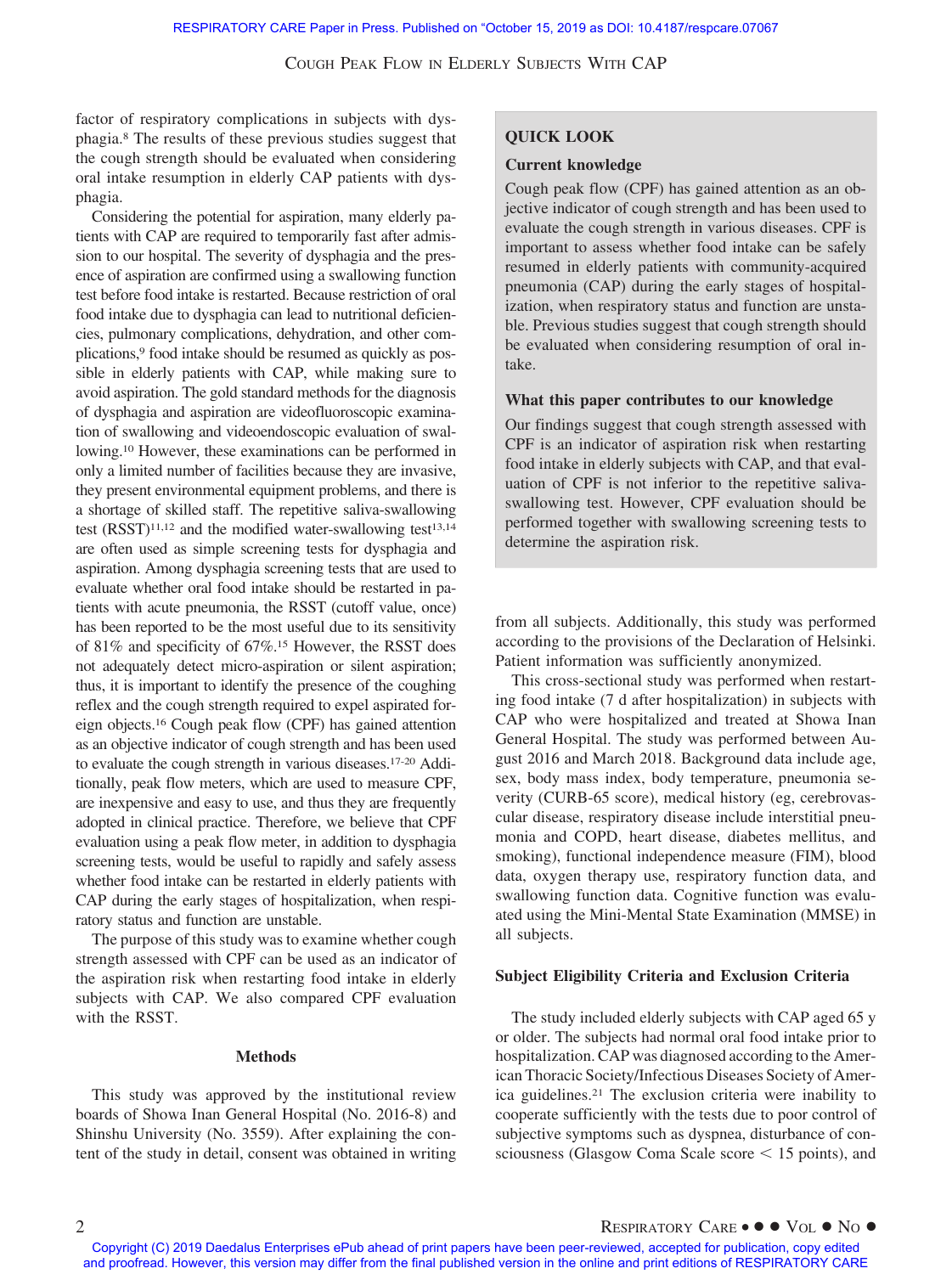factor of respiratory complications in subjects with dysphagia.[8] The results of these previous studies suggest that the cough strength should be evaluated when considering oral intake resumption in elderly CAP patients with dysphagia.

Considering the potential for aspiration, many elderly patients with CAP are required to temporarily fast after admission to our hospital. The severity of dysphagia and the presence of aspiration are confirmed using a swallowing function test before food intake is restarted. Because restriction of oral food intake due to dysphagia can lead to nutritional deficiencies, pulmonary complications, dehydration, and other complications,[9] food intake should be resumed as quickly as possible in elderly patients with CAP, while making sure to avoid aspiration. The gold standard methods for the diagnosis of dysphagia and aspiration are videofluoroscopic examination of swallowing and videoendoscopic evaluation of swallowing.[10] However, these examinations can be performed in only a limited number of facilities because they are invasive, they present environmental equipment problems, and there is a shortage of skilled staff. The repetitive saliva-swallowing test (RSST)[11,12] and the modified water-swallowing test[13,14] are often used as simple screening tests for dysphagia and aspiration. Among dysphagia screening tests that are used to evaluate whether oral food intake should be restarted in patients with acute pneumonia, the RSST (cutoff value, once) has been reported to be the most useful due to its sensitivity of 81% and specificity of 67%.[15] However, the RSST does not adequately detect micro-aspiration or silent aspiration; thus, it is important to identify the presence of the coughing reflex and the cough strength required to expel aspirated foreign objects.[16] Cough peak flow (CPF) has gained attention as an objective indicator of cough strength and has been used to evaluate the cough strength in various diseases.[17-20] Additionally, peak flow meters, which are used to measure CPF, are inexpensive and easy to use, and thus they are frequently adopted in clinical practice. Therefore, we believe that CPF evaluation using a peak flow meter, in addition to dysphagia screening tests, would be useful to rapidly and safely assess whether food intake can be restarted in elderly patients with CAP during the early stages of hospitalization, when respiratory status and function are unstable.

The purpose of this study was to examine whether cough strength assessed with CPF can be used as an indicator of the aspiration risk when restarting food intake in elderly subjects with CAP. We also compared CPF evaluation with the RSST.

> **QUICK LOOK**
>
> **Current knowledge**
>
> Cough peak flow (CPF) has gained attention as an objective indicator of cough strength and has been used to evaluate the cough strength in various diseases. CPF is important to assess whether food intake can be safely resumed in elderly patients with community-acquired pneumonia (CAP) during the early stages of hospitalization, when respiratory status and function are unstable. Previous studies suggest that cough strength should be evaluated when considering resumption of oral intake.
>
> **What this paper contributes to our knowledge**
>
> Our findings suggest that cough strength assessed with CPF is an indicator of aspiration risk when restarting food intake in elderly subjects with CAP, and that evaluation of CPF is not inferior to the repetitive saliva-swallowing test. However, CPF evaluation should be performed together with swallowing screening tests to determine the aspiration risk.

## Methods

This study was approved by the institutional review boards of Showa Inan General Hospital (No. 2016-8) and Shinshu University (No. 3559). After explaining the content of the study in detail, consent was obtained in writing from all subjects. Additionally, this study was performed according to the provisions of the Declaration of Helsinki. Patient information was sufficiently anonymized.

This cross-sectional study was performed when restarting food intake (7 d after hospitalization) in subjects with CAP who were hospitalized and treated at Showa Inan General Hospital. The study was performed between August 2016 and March 2018. Background data include age, sex, body mass index, body temperature, pneumonia severity (CURB-65 score), medical history (eg, cerebrovascular disease, respiratory disease include interstitial pneumonia and COPD, heart disease, diabetes mellitus, and smoking), functional independence measure (FIM), blood data, oxygen therapy use, respiratory function data, and swallowing function data. Cognitive function was evaluated using the Mini-Mental State Examination (MMSE) in all subjects.

### Subject Eligibility Criteria and Exclusion Criteria

The study included elderly subjects with CAP aged 65 y or older. The subjects had normal oral food intake prior to hospitalization. CAP was diagnosed according to the American Thoracic Society/Infectious Diseases Society of America guidelines.[21] The exclusion criteria were inability to cooperate sufficiently with the tests due to poor control of subjective symptoms such as dyspnea, disturbance of consciousness (Glasgow Coma Scale score < 15 points), and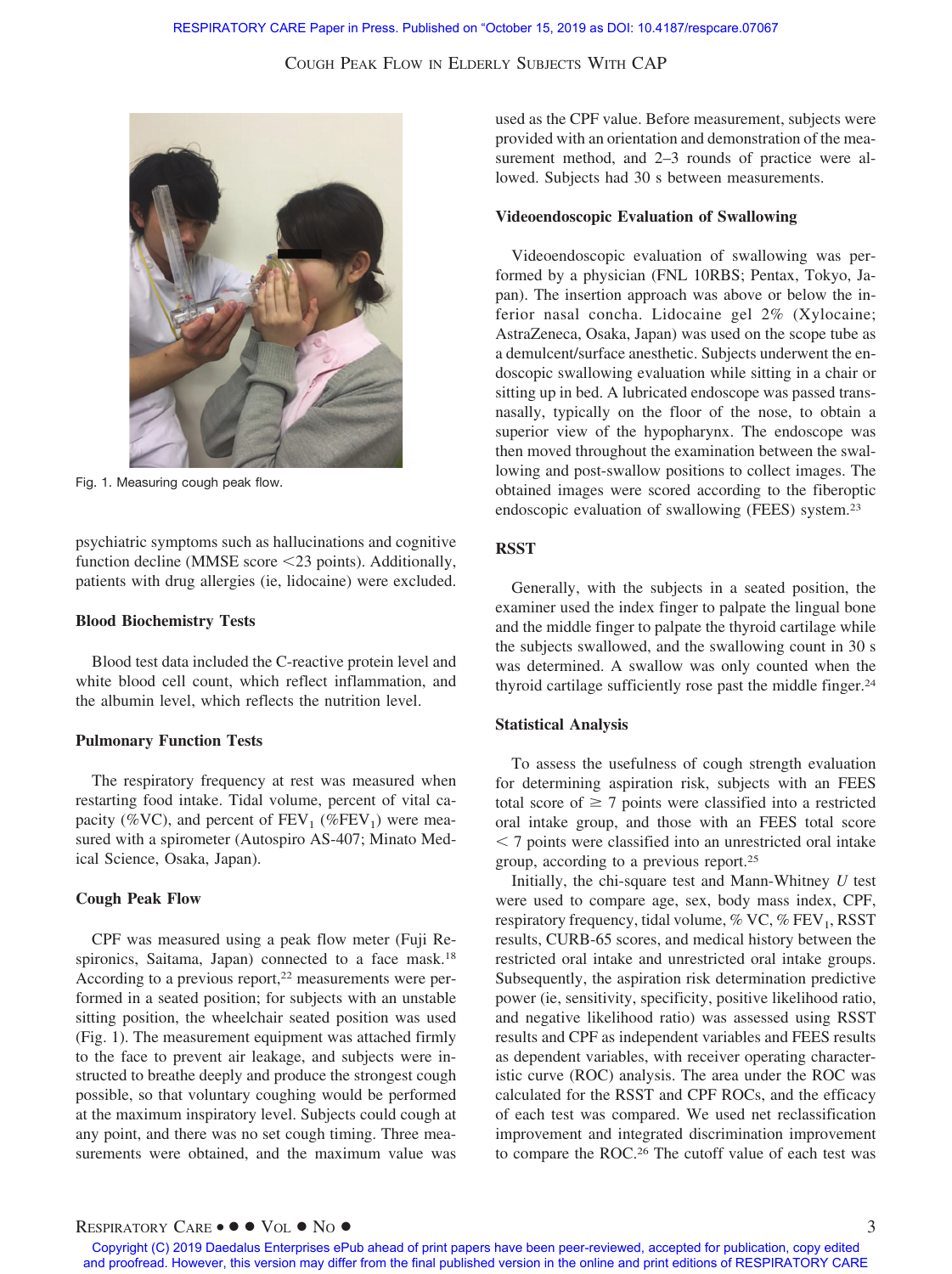Fig. 1. Measuring cough peak flow.

psychiatric symptoms such as hallucinations and cognitive function decline (MMSE score <23 points). Additionally, patients with drug allergies (ie, lidocaine) were excluded.

### Blood Biochemistry Tests

Blood test data included the C-reactive protein level and white blood cell count, which reflect inflammation, and the albumin level, which reflects the nutrition level.

### Pulmonary Function Tests

The respiratory frequency at rest was measured when restarting food intake. Tidal volume, percent of vital capacity (%VC), and percent of $FEV_1$ (%$FEV_1$) were measured with a spirometer (Autospiro AS-407; Minato Medical Science, Osaka, Japan).

### Cough Peak Flow

CPF was measured using a peak flow meter (Fuji Respironics, Saitama, Japan) connected to a face mask.[18] According to a previous report,[22] measurements were performed in a seated position; for subjects with an unstable sitting position, the wheelchair seated position was used (Fig. 1). The measurement equipment was attached firmly to the face to prevent air leakage, and subjects were instructed to breathe deeply and produce the strongest cough possible, so that voluntary coughing would be performed at the maximum inspiratory level. Subjects could cough at any point, and there was no set cough timing. Three measurements were obtained, and the maximum value was used as the CPF value. Before measurement, subjects were provided with an orientation and demonstration of the measurement method, and 2–3 rounds of practice were allowed. Subjects had 30 s between measurements.

### Videoendoscopic Evaluation of Swallowing

Videoendoscopic evaluation of swallowing was performed by a physician (FNL 10RBS; Pentax, Tokyo, Japan). The insertion approach was above or below the inferior nasal concha. Lidocaine gel 2% (Xylocaine; AstraZeneca, Osaka, Japan) was used on the scope tube as a demulcent/surface anesthetic. Subjects underwent the endoscopic swallowing evaluation while sitting in a chair or sitting up in bed. A lubricated endoscope was passed transnasally, typically on the floor of the nose, to obtain a superior view of the hypopharynx. The endoscope was then moved throughout the examination between the swallowing and post-swallow positions to collect images. The obtained images were scored according to the fiberoptic endoscopic evaluation of swallowing (FEES) system.[23]

### RSST

Generally, with the subjects in a seated position, the examiner used the index finger to palpate the lingual bone and the middle finger to palpate the thyroid cartilage while the subjects swallowed, and the swallowing count in 30 s was determined. A swallow was only counted when the thyroid cartilage sufficiently rose past the middle finger.[24]

### Statistical Analysis

To assess the usefulness of cough strength evaluation for determining aspiration risk, subjects with an FEES total score of $\geq$ 7 points were classified into a restricted oral intake group, and those with an FEES total score $<$ 7 points were classified into an unrestricted oral intake group, according to a previous report.[25]

Initially, the chi-square test and Mann-Whitney $U$ test were used to compare age, sex, body mass index, CPF, respiratory frequency, tidal volume, % VC, % $FEV_1$, RSST results, CURB-65 scores, and medical history between the restricted oral intake and unrestricted oral intake groups. Subsequently, the aspiration risk determination predictive power (ie, sensitivity, specificity, positive likelihood ratio, and negative likelihood ratio) was assessed using RSST results and CPF as independent variables and FEES results as dependent variables, with receiver operating characteristic curve (ROC) analysis. The area under the ROC was calculated for the RSST and CPF ROCs, and the efficacy of each test was compared. We used net reclassification improvement and integrated discrimination improvement to compare the ROC.[26] The cutoff value of each test was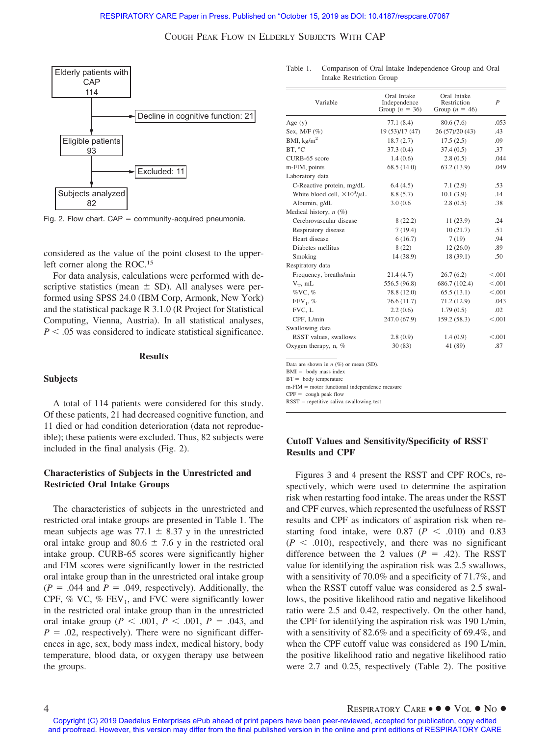Elderly patients with CAP 114

Decline in cognitive function: 21

Eligible patients 93

Excluded: 11

Subjects analyzed 82

Fig. 2. Flow chart. CAP = community-acquired pneumonia.

considered as the value of the point closest to the upper-left corner along the ROC.[15]

For data analysis, calculations were performed with descriptive statistics (mean ± SD). All analyses were performed using SPSS 24.0 (IBM Corp, Armonk, New York) and the statistical package R 3.1.0 (R Project for Statistical Computing, Vienna, Austria). In all statistical analyses, $P < .05$ was considered to indicate statistical significance.

## Results

### Subjects

A total of 114 patients were considered for this study. Of these patients, 21 had decreased cognitive function, and 11 died or had condition deterioration (data not reproducible); these patients were excluded. Thus, 82 subjects were included in the final analysis (Fig. 2).

### Characteristics of Subjects in the Unrestricted and Restricted Oral Intake Groups

The characteristics of subjects in the unrestricted and restricted oral intake groups are presented in Table 1. The mean subjects age was 77.1 ± 8.37 y in the unrestricted oral intake group and 80.6 ± 7.6 y in the restricted oral intake group. CURB-65 scores were significantly higher and FIM scores were significantly lower in the restricted oral intake group than in the unrestricted oral intake group ($P = .044$ and $P = .049$, respectively). Additionally, the CPF, % VC, % $FEV_1$, and FVC were significantly lower in the restricted oral intake group than in the unrestricted oral intake group ($P < .001$, $P < .001$, $P = .043$, and $P = .02$, respectively). There were no significant differences in age, sex, body mass index, medical history, body temperature, blood data, or oxygen therapy use between the groups.

Table 1. Comparison of Oral Intake Independence Group and Oral Intake Restriction Group

| Variable | Oral Intake Independence Group ($n$ = 36) | Oral Intake Restriction Group ($n$ = 46) | $P$ |
|---|---|---|---|
| Age (y) | 77.1 (8.4) | 80.6 (7.6) | .053 |
| Sex, M/F (%) | 19 (53)/17 (47) | 26 (57)/20 (43) | .43 |
| BMI, kg/m$^2$ | 18.7 (2.7) | 17.5 (2.5) | .09 |
| BT, °C | 37.3 (0.4) | 37.4 (0.5) | .37 |
| CURB-65 score | 1.4 (0.6) | 2.8 (0.5) | .044 |
| m-FIM, points | 68.5 (14.0) | 63.2 (13.9) | .049 |
| Laboratory data | | | |
| C-Reactive protein, mg/dL | 6.4 (4.5) | 7.1 (2.9) | .53 |
| White blood cell, $\times 10^3/\mu L$ | 8.8 (5.7) | 10.1 (3.9) | .14 |
| Albumin, g/dL | 3.0 (0.6 | 2.8 (0.5) | .38 |
| Medical history, $n$ (%) | | | |
| Cerebrovascular disease | 8 (22.2) | 11 (23.9) | .24 |
| Respiratory disease | 7 (19.4) | 10 (21.7) | .51 |
| Heart disease | 6 (16.7) | 7 (19) | .94 |
| Diabetes mellitus | 8 (22) | 12 (26.0) | .89 |
| Smoking | 14 (38.9) | 18 (39.1) | .50 |
| Respiratory data | | | |
| Frequency, breaths/min | 21.4 (4.7) | 26.7 (6.2) | <.001 |
| $V_T$, mL | 556.5 (96.8) | 686.7 (102.4) | <.001 |
| %VC, % | 78.8 (12.0) | 65.5 (13.1) | <.001 |
| $FEV_1$, % | 76.6 (11.7) | 71.2 (12.9) | .043 |
| FVC, L | 2.2 (0.6) | 1.79 (0.5) | .02 |
| CPF, L/min | 247.0 (67.9) | 159.2 (58.3) | <.001 |
| Swallowing data | | | |
| RSST values, swallows | 2.8 (0.9) | 1.4 (0.9) | <.001 |
| Oxygen therapy, n, % | 30 (83) | 41 (89) | .87 |

Data are shown in $n$ (%) or mean (SD).
BMI = body mass index
BT = body temperature
m-FIM = motor functional independence measure
CPF = cough peak flow
RSST = repetitive saliva swallowing test

### Cutoff Values and Sensitivity/Specificity of RSST Results and CPF

Figures 3 and 4 present the RSST and CPF ROCs, respectively, which were used to determine the aspiration risk when restarting food intake. The areas under the RSST and CPF curves, which represented the usefulness of RSST results and CPF as indicators of aspiration risk when restarting food intake, were 0.87 ($P < .010$) and 0.83 ($P < .010$), respectively, and there was no significant difference between the 2 values ($P = .42$). The RSST value for identifying the aspiration risk was 2.5 swallows, with a sensitivity of 70.0% and a specificity of 71.7%, and when the RSST cutoff value was considered as 2.5 swallows, the positive likelihood ratio and negative likelihood ratio were 2.5 and 0.42, respectively. On the other hand, the CPF for identifying the aspiration risk was 190 L/min, with a sensitivity of 82.6% and a specificity of 69.4%, and when the CPF cutoff value was considered as 190 L/min, the positive likelihood ratio and negative likelihood ratio were 2.7 and 0.25, respectively (Table 2). The positive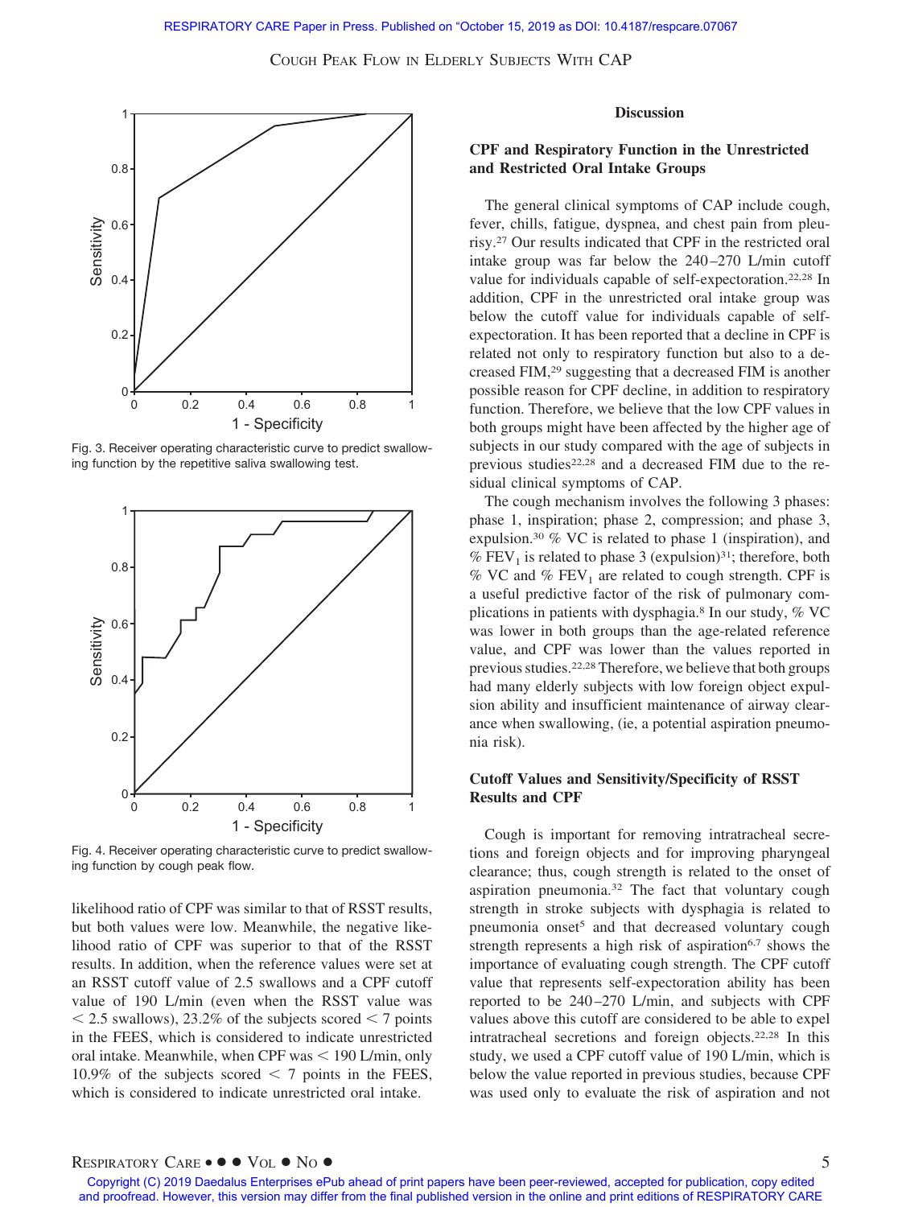Fig. 3. Receiver operating characteristic curve to predict swallowing function by the repetitive saliva swallowing test.

Fig. 4. Receiver operating characteristic curve to predict swallowing function by cough peak flow.

likelihood ratio of CPF was similar to that of RSST results, but both values were low. Meanwhile, the negative likelihood ratio of CPF was superior to that of the RSST results. In addition, when the reference values were set at an RSST cutoff value of 2.5 swallows and a CPF cutoff value of 190 L/min (even when the RSST value was < 2.5 swallows), 23.2% of the subjects scored < 7 points in the FEES, which is considered to indicate unrestricted oral intake. Meanwhile, when CPF was < 190 L/min, only 10.9% of the subjects scored < 7 points in the FEES, which is considered to indicate unrestricted oral intake.

## Discussion

### CPF and Respiratory Function in the Unrestricted and Restricted Oral Intake Groups

The general clinical symptoms of CAP include cough, fever, chills, fatigue, dyspnea, and chest pain from pleurisy.[27] Our results indicated that CPF in the restricted oral intake group was far below the 240–270 L/min cutoff value for individuals capable of self-expectoration.[22,28] In addition, CPF in the unrestricted oral intake group was below the cutoff value for individuals capable of self-expectoration. It has been reported that a decline in CPF is related not only to respiratory function but also to a decreased FIM,[29] suggesting that a decreased FIM is another possible reason for CPF decline, in addition to respiratory function. Therefore, we believe that the low CPF values in both groups might have been affected by the higher age of subjects in our study compared with the age of subjects in previous studies[22,28] and a decreased FIM due to the residual clinical symptoms of CAP.

The cough mechanism involves the following 3 phases: phase 1, inspiration; phase 2, compression; and phase 3, expulsion.[30] % VC is related to phase 1 (inspiration), and % $FEV_1$ is related to phase 3 (expulsion)[31]; therefore, both % VC and % $FEV_1$ are related to cough strength. CPF is a useful predictive factor of the risk of pulmonary complications in patients with dysphagia.[8] In our study, % VC was lower in both groups than the age-related reference value, and CPF was lower than the values reported in previous studies.[22,28] Therefore, we believe that both groups had many elderly subjects with low foreign object expulsion ability and insufficient maintenance of airway clearance when swallowing, (ie, a potential aspiration pneumonia risk).

### Cutoff Values and Sensitivity/Specificity of RSST Results and CPF

Cough is important for removing intratracheal secretions and foreign objects and for improving pharyngeal clearance; thus, cough strength is related to the onset of aspiration pneumonia.[32] The fact that voluntary cough strength in stroke subjects with dysphagia is related to pneumonia onset[5] and that decreased voluntary cough strength represents a high risk of aspiration[6,7] shows the importance of evaluating cough strength. The CPF cutoff value that represents self-expectoration ability has been reported to be 240–270 L/min, and subjects with CPF values above this cutoff are considered to be able to expel intratracheal secretions and foreign objects.[22,28] In this study, we used a CPF cutoff value of 190 L/min, which is below the value reported in previous studies, because CPF was used only to evaluate the risk of aspiration and not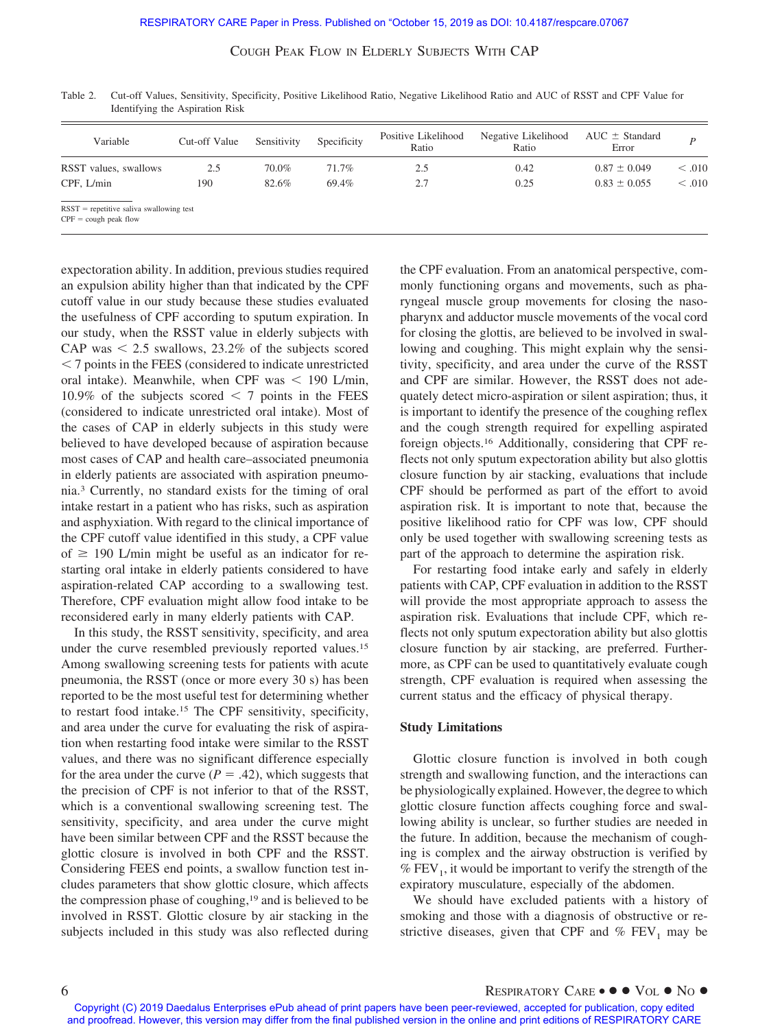Table 2. Cut-off Values, Sensitivity, Specificity, Positive Likelihood Ratio, Negative Likelihood Ratio and AUC of RSST and CPF Value for Identifying the Aspiration Risk

| Variable | Cut-off Value | Sensitivity | Specificity | Positive Likelihood Ratio | Negative Likelihood Ratio | AUC ± Standard Error | *P* |
|---|---|---|---|---|---|---|---|
| RSST values, swallows | 2.5 | 70.0% | 71.7% | 2.5 | 0.42 | 0.87 ± 0.049 | < .010 |
| CPF, L/min | 190 | 82.6% | 69.4% | 2.7 | 0.25 | 0.83 ± 0.055 | < .010 |

RSST = repetitive saliva swallowing test
CPF = cough peak flow

expectoration ability. In addition, previous studies required an expulsion ability higher than that indicated by the CPF cutoff value in our study because these studies evaluated the usefulness of CPF according to sputum expiration. In our study, when the RSST value in elderly subjects with CAP was < 2.5 swallows, 23.2% of the subjects scored < 7 points in the FEES (considered to indicate unrestricted oral intake). Meanwhile, when CPF was < 190 L/min, 10.9% of the subjects scored < 7 points in the FEES (considered to indicate unrestricted oral intake). Most of the cases of CAP in elderly subjects in this study were believed to have developed because of aspiration because most cases of CAP and health care–associated pneumonia in elderly patients are associated with aspiration pneumonia.[3] Currently, no standard exists for the timing of oral intake restart in a patient who has risks, such as aspiration and asphyxiation. With regard to the clinical importance of the CPF cutoff value identified in this study, a CPF value of ≥ 190 L/min might be useful as an indicator for restarting oral intake in elderly patients considered to have aspiration-related CAP according to a swallowing test. Therefore, CPF evaluation might allow food intake to be reconsidered early in many elderly patients with CAP.

In this study, the RSST sensitivity, specificity, and area under the curve resembled previously reported values.[15] Among swallowing screening tests for patients with acute pneumonia, the RSST (once or more every 30 s) has been reported to be the most useful test for determining whether to restart food intake.[15] The CPF sensitivity, specificity, and area under the curve for evaluating the risk of aspiration when restarting food intake were similar to the RSST values, and there was no significant difference especially for the area under the curve ($P = .42$), which suggests that the precision of CPF is not inferior to that of the RSST, which is a conventional swallowing screening test. The sensitivity, specificity, and area under the curve might have been similar between CPF and the RSST because the glottic closure is involved in both CPF and the RSST. Considering FEES end points, a swallow function test includes parameters that show glottic closure, which affects the compression phase of coughing,[19] and is believed to be involved in RSST. Glottic closure by air stacking in the subjects included in this study was also reflected during the CPF evaluation. From an anatomical perspective, commonly functioning organs and movements, such as pharyngeal muscle group movements for closing the nasopharynx and adductor muscle movements of the vocal cord for closing the glottis, are believed to be involved in swallowing and coughing. This might explain why the sensitivity, specificity, and area under the curve of the RSST and CPF are similar. However, the RSST does not adequately detect micro-aspiration or silent aspiration; thus, it is important to identify the presence of the coughing reflex and the cough strength required for expelling aspirated foreign objects.[16] Additionally, considering that CPF reflects not only sputum expectoration ability but also glottis closure function by air stacking, evaluations that include CPF should be performed as part of the effort to avoid aspiration risk. It is important to note that, because the positive likelihood ratio for CPF was low, CPF should only be used together with swallowing screening tests as part of the approach to determine the aspiration risk.

For restarting food intake early and safely in elderly patients with CAP, CPF evaluation in addition to the RSST will provide the most appropriate approach to assess the aspiration risk. Evaluations that include CPF, which reflects not only sputum expectoration ability but also glottis closure function by air stacking, are preferred. Furthermore, as CPF can be used to quantitatively evaluate cough strength, CPF evaluation is required when assessing the current status and the efficacy of physical therapy.

### Study Limitations

Glottic closure function is involved in both cough strength and swallowing function, and the interactions can be physiologically explained. However, the degree to which glottic closure function affects coughing force and swallowing ability is unclear, so further studies are needed in the future. In addition, because the mechanism of coughing is complex and the airway obstruction is verified by % $FEV_1$, it would be important to verify the strength of the expiratory musculature, especially of the abdomen.

We should have excluded patients with a history of smoking and those with a diagnosis of obstructive or restrictive diseases, given that CPF and % $FEV_1$ may be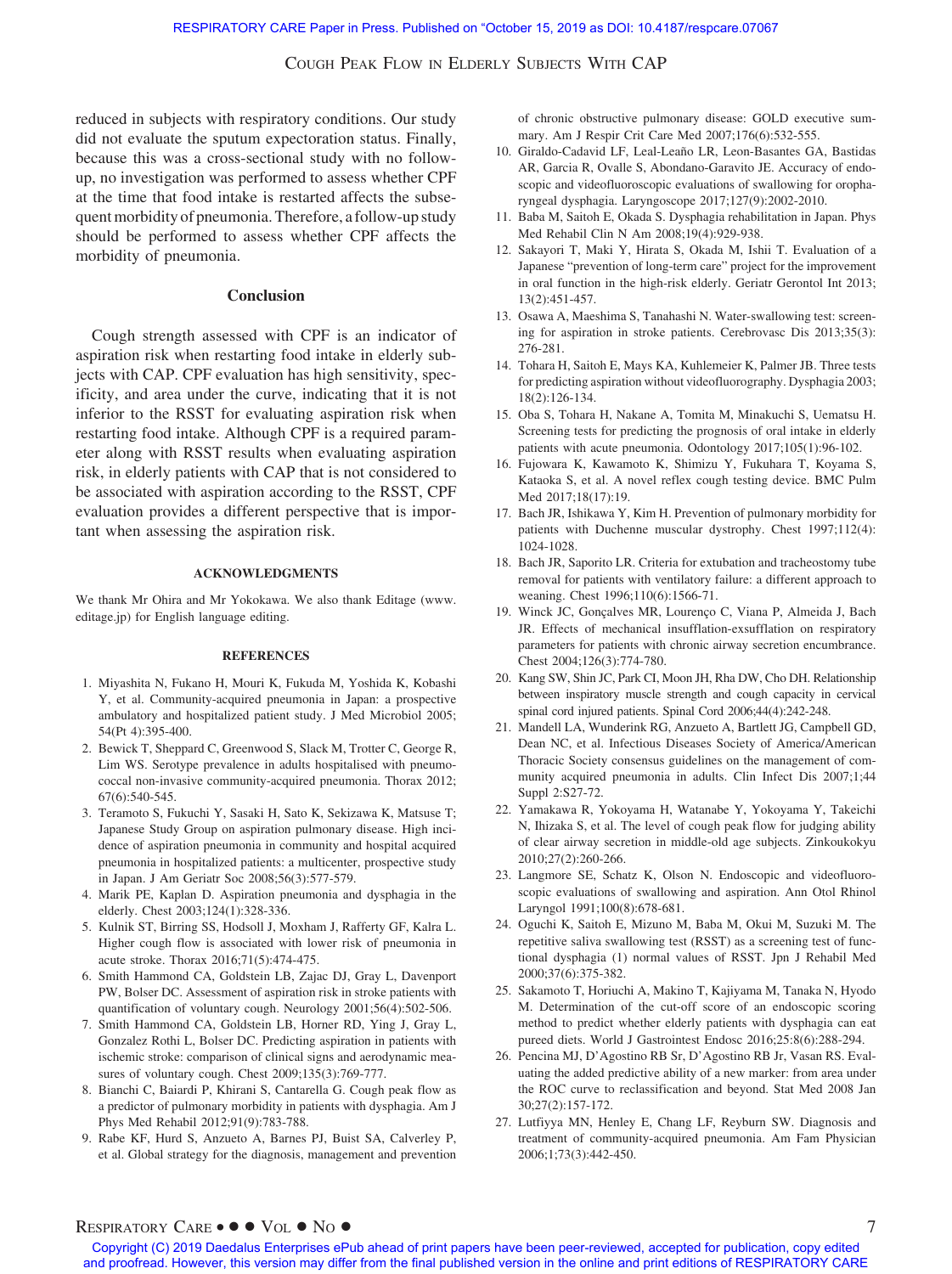reduced in subjects with respiratory conditions. Our study did not evaluate the sputum expectoration status. Finally, because this was a cross-sectional study with no follow-up, no investigation was performed to assess whether CPF at the time that food intake is restarted affects the subsequent morbidity of pneumonia. Therefore, a follow-up study should be performed to assess whether CPF affects the morbidity of pneumonia.

## Conclusion

Cough strength assessed with CPF is an indicator of aspiration risk when restarting food intake in elderly subjects with CAP. CPF evaluation has high sensitivity, specificity, and area under the curve, indicating that it is not inferior to the RSST for evaluating aspiration risk when restarting food intake. Although CPF is a required parameter along with RSST results when evaluating aspiration risk, in elderly patients with CAP that is not considered to be associated with aspiration according to the RSST, CPF evaluation provides a different perspective that is important when assessing the aspiration risk.

### ACKNOWLEDGMENTS

We thank Mr Ohira and Mr Yokokawa. We also thank Editage (www.editage.jp) for English language editing.

### REFERENCES

1. Miyashita N, Fukano H, Mouri K, Fukuda M, Yoshida K, Kobashi Y, et al. Community-acquired pneumonia in Japan: a prospective ambulatory and hospitalized patient study. J Med Microbiol 2005; 54(Pt 4):395-400.
2. Bewick T, Sheppard C, Greenwood S, Slack M, Trotter C, George R, Lim WS. Serotype prevalence in adults hospitalised with pneumococcal non-invasive community-acquired pneumonia. Thorax 2012; 67(6):540-545.
3. Teramoto S, Fukuchi Y, Sasaki H, Sato K, Sekizawa K, Matsuse T; Japanese Study Group on aspiration pulmonary disease. High incidence of aspiration pneumonia in community and hospital acquired pneumonia in hospitalized patients: a multicenter, prospective study in Japan. J Am Geriatr Soc 2008;56(3):577-579.
4. Marik PE, Kaplan D. Aspiration pneumonia and dysphagia in the elderly. Chest 2003;124(1):328-336.
5. Kulnik ST, Birring SS, Hodsoll J, Moxham J, Rafferty GF, Kalra L. Higher cough flow is associated with lower risk of pneumonia in acute stroke. Thorax 2016;71(5):474-475.
6. Smith Hammond CA, Goldstein LB, Zajac DJ, Gray L, Davenport PW, Bolser DC. Assessment of aspiration risk in stroke patients with quantification of voluntary cough. Neurology 2001;56(4):502-506.
7. Smith Hammond CA, Goldstein LB, Horner RD, Ying J, Gray L, Gonzalez Rothi L, Bolser DC. Predicting aspiration in patients with ischemic stroke: comparison of clinical signs and aerodynamic measures of voluntary cough. Chest 2009;135(3):769-777.
8. Bianchi C, Baiardi P, Khirani S, Cantarella G. Cough peak flow as a predictor of pulmonary morbidity in patients with dysphagia. Am J Phys Med Rehabil 2012;91(9):783-788.
9. Rabe KF, Hurd S, Anzueto A, Barnes PJ, Buist SA, Calverley P, et al. Global strategy for the diagnosis, management and prevention of chronic obstructive pulmonary disease: GOLD executive summary. Am J Respir Crit Care Med 2007;176(6):532-555.
10. Giraldo-Cadavid LF, Leal-Leaño LR, Leon-Basantes GA, Bastidas AR, Garcia R, Ovalle S, Abondano-Garavito JE. Accuracy of endoscopic and videofluoroscopic evaluations of swallowing for oropharyngeal dysphagia. Laryngoscope 2017;127(9):2002-2010.
11. Baba M, Saitoh E, Okada S. Dysphagia rehabilitation in Japan. Phys Med Rehabil Clin N Am 2008;19(4):929-938.
12. Sakayori T, Maki Y, Hirata S, Okada M, Ishii T. Evaluation of a Japanese "prevention of long-term care" project for the improvement in oral function in the high-risk elderly. Geriatr Gerontol Int 2013; 13(2):451-457.
13. Osawa A, Maeshima S, Tanahashi N. Water-swallowing test: screening for aspiration in stroke patients. Cerebrovasc Dis 2013;35(3): 276-281.
14. Tohara H, Saitoh E, Mays KA, Kuhlemeier K, Palmer JB. Three tests for predicting aspiration without videofluorography. Dysphagia 2003; 18(2):126-134.
15. Oba S, Tohara H, Nakane A, Tomita M, Minakuchi S, Uematsu H. Screening tests for predicting the prognosis of oral intake in elderly patients with acute pneumonia. Odontology 2017;105(1):96-102.
16. Fujowara K, Kawamoto K, Shimizu Y, Fukuhara T, Koyama S, Kataoka S, et al. A novel reflex cough testing device. BMC Pulm Med 2017;18(17):19.
17. Bach JR, Ishikawa Y, Kim H. Prevention of pulmonary morbidity for patients with Duchenne muscular dystrophy. Chest 1997;112(4): 1024-1028.
18. Bach JR, Saporito LR. Criteria for extubation and tracheostomy tube removal for patients with ventilatory failure: a different approach to weaning. Chest 1996;110(6):1566-71.
19. Winck JC, Gonçalves MR, Lourenço C, Viana P, Almeida J, Bach JR. Effects of mechanical insufflation-exsufflation on respiratory parameters for patients with chronic airway secretion encumbrance. Chest 2004;126(3):774-780.
20. Kang SW, Shin JC, Park CI, Moon JH, Rha DW, Cho DH. Relationship between inspiratory muscle strength and cough capacity in cervical spinal cord injured patients. Spinal Cord 2006;44(4):242-248.
21. Mandell LA, Wunderink RG, Anzueto A, Bartlett JG, Campbell GD, Dean NC, et al. Infectious Diseases Society of America/American Thoracic Society consensus guidelines on the management of community acquired pneumonia in adults. Clin Infect Dis 2007;1;44 Suppl 2:S27-72.
22. Yamakawa R, Yokoyama H, Watanabe Y, Yokoyama Y, Takeichi N, Ihizaka S, et al. The level of cough peak flow for judging ability of clear airway secretion in middle-old age subjects. Zinkoukokyu 2010;27(2):260-266.
23. Langmore SE, Schatz K, Olson N. Endoscopic and videofluoroscopic evaluations of swallowing and aspiration. Ann Otol Rhinol Laryngol 1991;100(8):678-681.
24. Oguchi K, Saitoh E, Mizuno M, Baba M, Okui M, Suzuki M. The repetitive saliva swallowing test (RSST) as a screening test of functional dysphagia (1) normal values of RSST. Jpn J Rehabil Med 2000;37(6):375-382.
25. Sakamoto T, Horiuchi A, Makino T, Kajiyama M, Tanaka N, Hyodo M. Determination of the cut-off score of an endoscopic scoring method to predict whether elderly patients with dysphagia can eat pureed diets. World J Gastrointest Endosc 2016;25:8(6):288-294.
26. Pencina MJ, D'Agostino RB Sr, D'Agostino RB Jr, Vasan RS. Evaluating the added predictive ability of a new marker: from area under the ROC curve to reclassification and beyond. Stat Med 2008 Jan 30;27(2):157-172.
27. Lutfiyya MN, Henley E, Chang LF, Reyburn SW. Diagnosis and treatment of community-acquired pneumonia. Am Fam Physician 2006;1;73(3):442-450.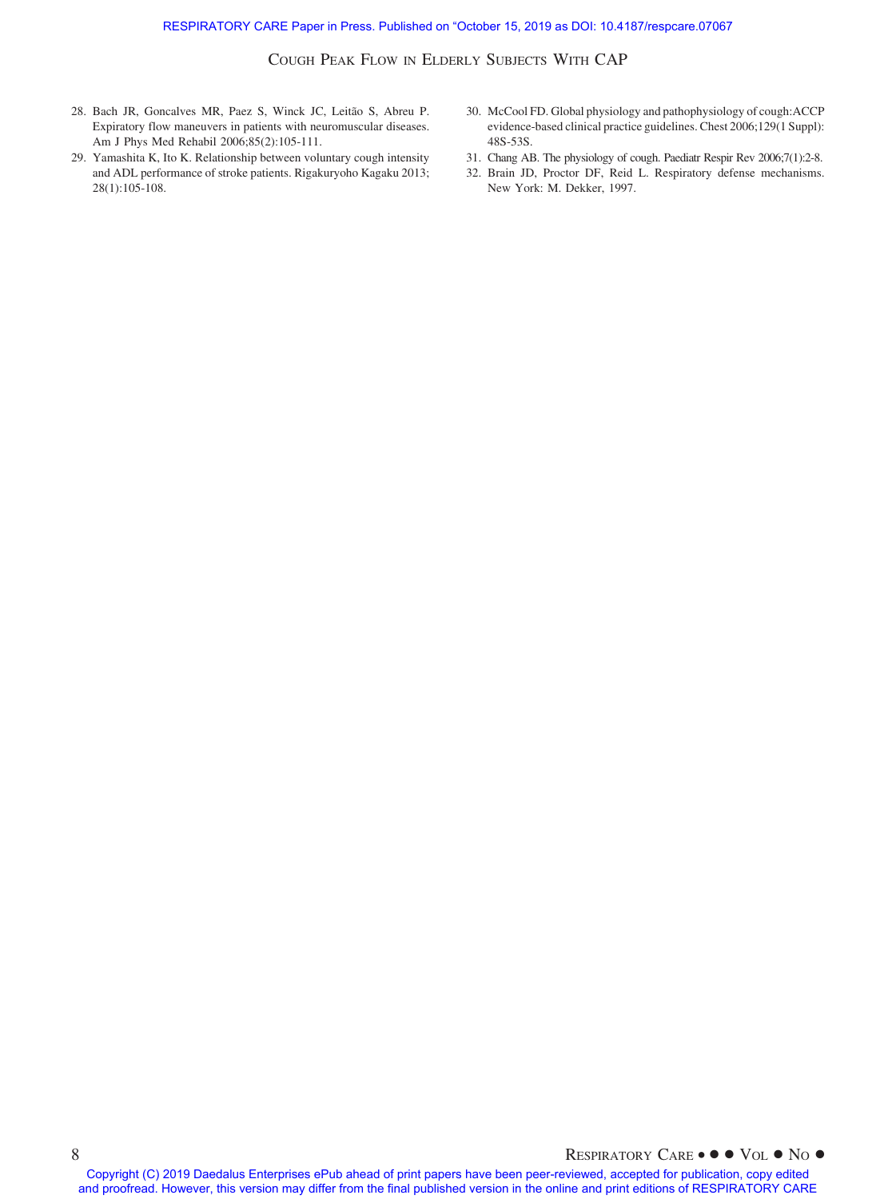28. Bach JR, Goncalves MR, Paez S, Winck JC, Leitão S, Abreu P. Expiratory flow maneuvers in patients with neuromuscular diseases. Am J Phys Med Rehabil 2006;85(2):105-111.
29. Yamashita K, Ito K. Relationship between voluntary cough intensity and ADL performance of stroke patients. Rigakuryoho Kagaku 2013; 28(1):105-108.
30. McCool FD. Global physiology and pathophysiology of cough: ACCP evidence-based clinical practice guidelines. Chest 2006;129(1 Suppl): 48S-53S.
31. Chang AB. The physiology of cough. Paediatr Respir Rev 2006;7(1):2-8.
32. Brain JD, Proctor DF, Reid L. Respiratory defense mechanisms. New York: M. Dekker, 1997.